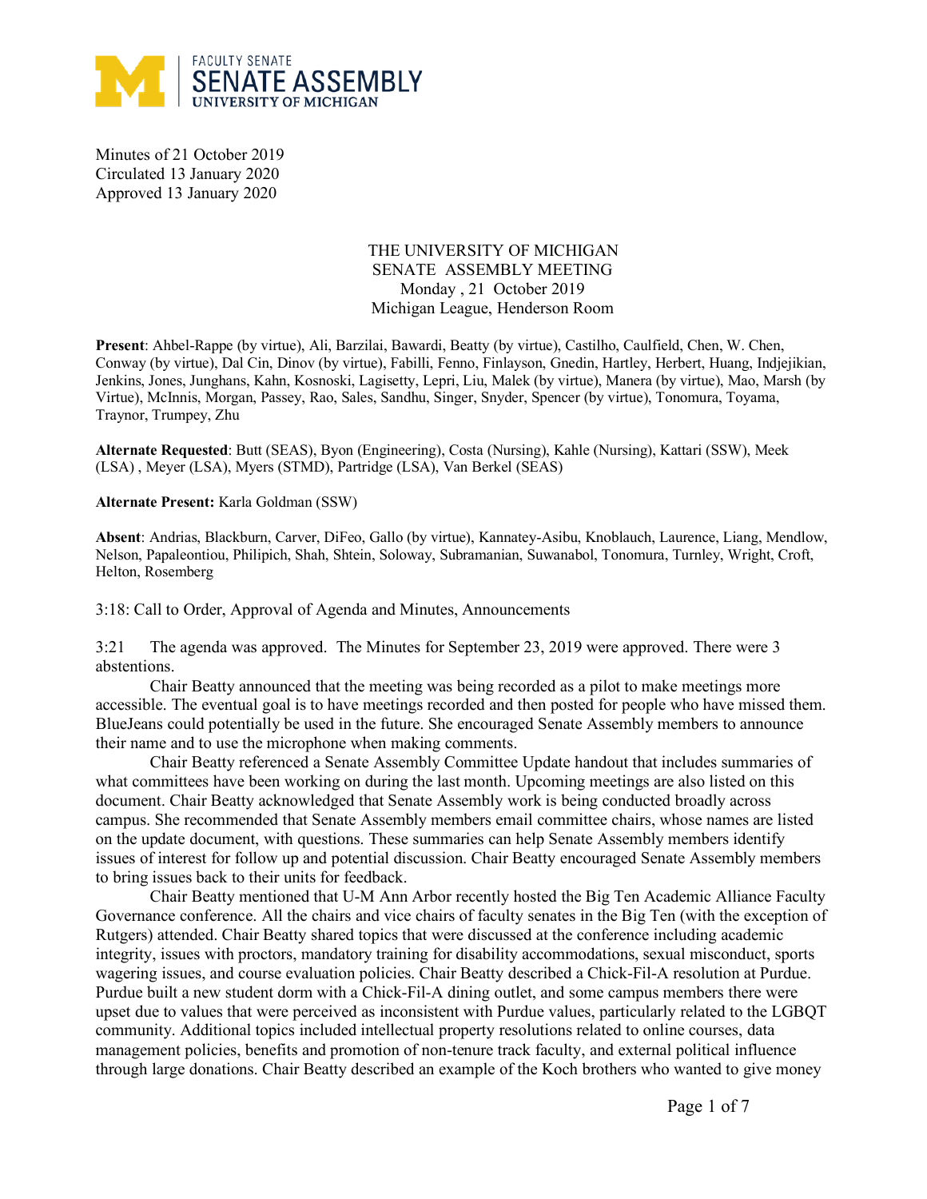Minutes of 21 October 2019
Circulated 13 January 2020
Approved 13 January 2020

THE UNIVERSITY OF MICHIGAN
SENATE ASSEMBLY MEETING
Monday , 21 October 2019
Michigan League, Henderson Room

**Present**: Ahbel-Rappe (by virtue), Ali, Barzilai, Bawardi, Beatty (by virtue), Castilho, Caulfield, Chen, W. Chen, Conway (by virtue), Dal Cin, Dinov (by virtue), Fabilli, Fenno, Finlayson, Gnedin, Hartley, Herbert, Huang, Indjejikian, Jenkins, Jones, Junghans, Kahn, Kosnoski, Lagisetty, Lepri, Liu, Malek (by virtue), Manera (by virtue), Mao, Marsh (by Virtue), McInnis, Morgan, Passey, Rao, Sales, Sandhu, Singer, Snyder, Spencer (by virtue), Tonomura, Toyama, Traynor, Trumpey, Zhu

**Alternate Requested**: Butt (SEAS), Byon (Engineering), Costa (Nursing), Kahle (Nursing), Kattari (SSW), Meek (LSA) , Meyer (LSA), Myers (STMD), Partridge (LSA), Van Berkel (SEAS)

**Alternate Present:** Karla Goldman (SSW)

**Absent**: Andrias, Blackburn, Carver, DiFeo, Gallo (by virtue), Kannatey-Asibu, Knoblauch, Laurence, Liang, Mendlow, Nelson, Papaleontiou, Philipich, Shah, Shtein, Soloway, Subramanian, Suwanabol, Tonomura, Turnley, Wright, Croft, Helton, Rosemberg

3:18: Call to Order, Approval of Agenda and Minutes, Announcements

3:21 The agenda was approved. The Minutes for September 23, 2019 were approved. There were 3 abstentions.

Chair Beatty announced that the meeting was being recorded as a pilot to make meetings more accessible. The eventual goal is to have meetings recorded and then posted for people who have missed them. BlueJeans could potentially be used in the future. She encouraged Senate Assembly members to announce their name and to use the microphone when making comments.

Chair Beatty referenced a Senate Assembly Committee Update handout that includes summaries of what committees have been working on during the last month. Upcoming meetings are also listed on this document. Chair Beatty acknowledged that Senate Assembly work is being conducted broadly across campus. She recommended that Senate Assembly members email committee chairs, whose names are listed on the update document, with questions. These summaries can help Senate Assembly members identify issues of interest for follow up and potential discussion. Chair Beatty encouraged Senate Assembly members to bring issues back to their units for feedback.

Chair Beatty mentioned that U-M Ann Arbor recently hosted the Big Ten Academic Alliance Faculty Governance conference. All the chairs and vice chairs of faculty senates in the Big Ten (with the exception of Rutgers) attended. Chair Beatty shared topics that were discussed at the conference including academic integrity, issues with proctors, mandatory training for disability accommodations, sexual misconduct, sports wagering issues, and course evaluation policies. Chair Beatty described a Chick-Fil-A resolution at Purdue. Purdue built a new student dorm with a Chick-Fil-A dining outlet, and some campus members there were upset due to values that were perceived as inconsistent with Purdue values, particularly related to the LGBQT community. Additional topics included intellectual property resolutions related to online courses, data management policies, benefits and promotion of non-tenure track faculty, and external political influence through large donations. Chair Beatty described an example of the Koch brothers who wanted to give money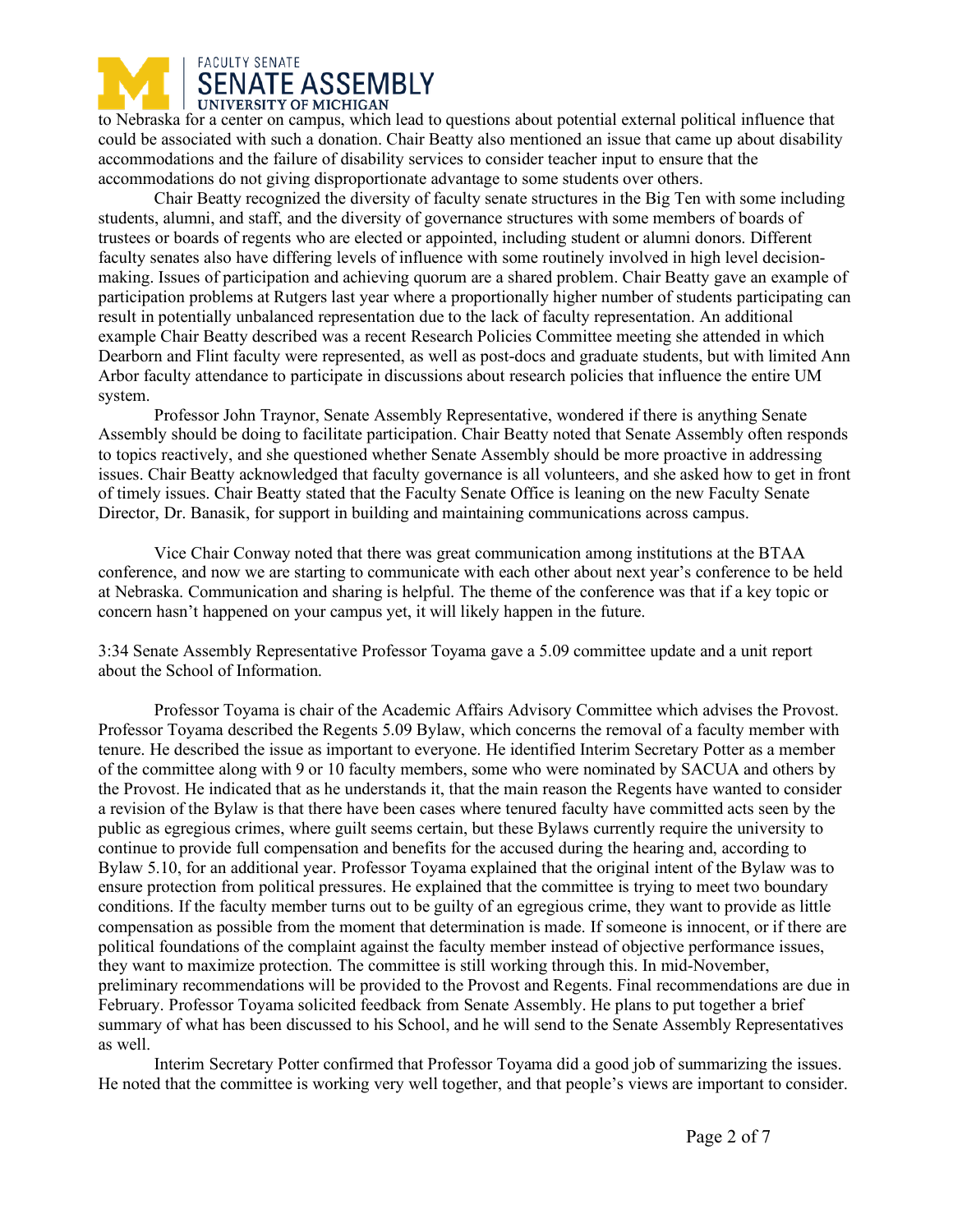to Nebraska for a center on campus, which lead to questions about potential external political influence that could be associated with such a donation. Chair Beatty also mentioned an issue that came up about disability accommodations and the failure of disability services to consider teacher input to ensure that the accommodations do not giving disproportionate advantage to some students over others.

Chair Beatty recognized the diversity of faculty senate structures in the Big Ten with some including students, alumni, and staff, and the diversity of governance structures with some members of boards of trustees or boards of regents who are elected or appointed, including student or alumni donors. Different faculty senates also have differing levels of influence with some routinely involved in high level decision-making. Issues of participation and achieving quorum are a shared problem. Chair Beatty gave an example of participation problems at Rutgers last year where a proportionally higher number of students participating can result in potentially unbalanced representation due to the lack of faculty representation. An additional example Chair Beatty described was a recent Research Policies Committee meeting she attended in which Dearborn and Flint faculty were represented, as well as post-docs and graduate students, but with limited Ann Arbor faculty attendance to participate in discussions about research policies that influence the entire UM system.

Professor John Traynor, Senate Assembly Representative, wondered if there is anything Senate Assembly should be doing to facilitate participation. Chair Beatty noted that Senate Assembly often responds to topics reactively, and she questioned whether Senate Assembly should be more proactive in addressing issues. Chair Beatty acknowledged that faculty governance is all volunteers, and she asked how to get in front of timely issues. Chair Beatty stated that the Faculty Senate Office is leaning on the new Faculty Senate Director, Dr. Banasik, for support in building and maintaining communications across campus.

Vice Chair Conway noted that there was great communication among institutions at the BTAA conference, and now we are starting to communicate with each other about next year's conference to be held at Nebraska. Communication and sharing is helpful. The theme of the conference was that if a key topic or concern hasn't happened on your campus yet, it will likely happen in the future.

3:34 Senate Assembly Representative Professor Toyama gave a 5.09 committee update and a unit report about the School of Information.

Professor Toyama is chair of the Academic Affairs Advisory Committee which advises the Provost. Professor Toyama described the Regents 5.09 Bylaw, which concerns the removal of a faculty member with tenure. He described the issue as important to everyone. He identified Interim Secretary Potter as a member of the committee along with 9 or 10 faculty members, some who were nominated by SACUA and others by the Provost. He indicated that as he understands it, that the main reason the Regents have wanted to consider a revision of the Bylaw is that there have been cases where tenured faculty have committed acts seen by the public as egregious crimes, where guilt seems certain, but these Bylaws currently require the university to continue to provide full compensation and benefits for the accused during the hearing and, according to Bylaw 5.10, for an additional year. Professor Toyama explained that the original intent of the Bylaw was to ensure protection from political pressures. He explained that the committee is trying to meet two boundary conditions. If the faculty member turns out to be guilty of an egregious crime, they want to provide as little compensation as possible from the moment that determination is made. If someone is innocent, or if there are political foundations of the complaint against the faculty member instead of objective performance issues, they want to maximize protection. The committee is still working through this. In mid-November, preliminary recommendations will be provided to the Provost and Regents. Final recommendations are due in February. Professor Toyama solicited feedback from Senate Assembly. He plans to put together a brief summary of what has been discussed to his School, and he will send to the Senate Assembly Representatives as well.

Interim Secretary Potter confirmed that Professor Toyama did a good job of summarizing the issues. He noted that the committee is working very well together, and that people's views are important to consider.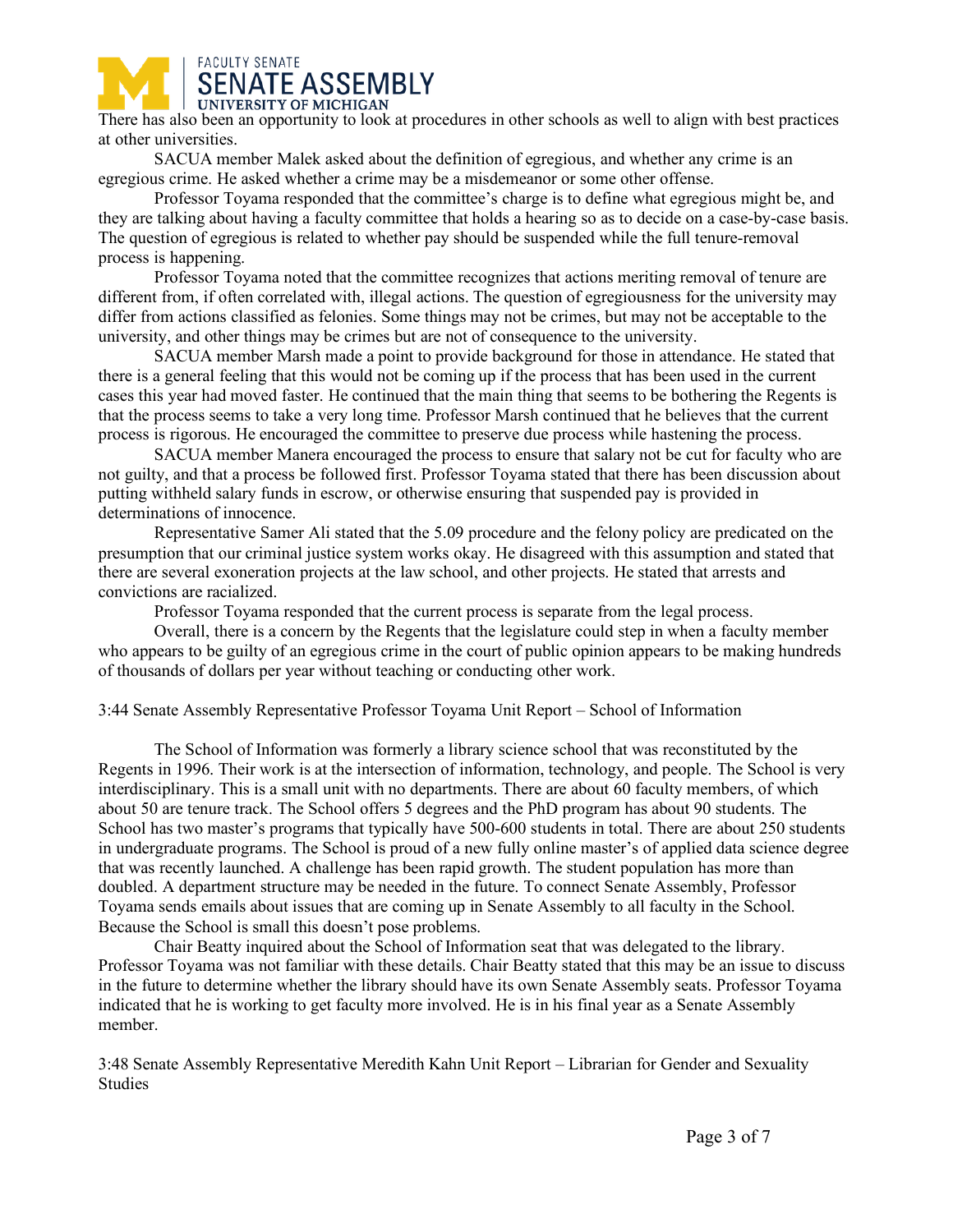There has also been an opportunity to look at procedures in other schools as well to align with best practices at other universities.

SACUA member Malek asked about the definition of egregious, and whether any crime is an egregious crime. He asked whether a crime may be a misdemeanor or some other offense.

Professor Toyama responded that the committee's charge is to define what egregious might be, and they are talking about having a faculty committee that holds a hearing so as to decide on a case-by-case basis. The question of egregious is related to whether pay should be suspended while the full tenure-removal process is happening.

Professor Toyama noted that the committee recognizes that actions meriting removal of tenure are different from, if often correlated with, illegal actions. The question of egregiousness for the university may differ from actions classified as felonies. Some things may not be crimes, but may not be acceptable to the university, and other things may be crimes but are not of consequence to the university.

SACUA member Marsh made a point to provide background for those in attendance. He stated that there is a general feeling that this would not be coming up if the process that has been used in the current cases this year had moved faster. He continued that the main thing that seems to be bothering the Regents is that the process seems to take a very long time. Professor Marsh continued that he believes that the current process is rigorous. He encouraged the committee to preserve due process while hastening the process.

SACUA member Manera encouraged the process to ensure that salary not be cut for faculty who are not guilty, and that a process be followed first. Professor Toyama stated that there has been discussion about putting withheld salary funds in escrow, or otherwise ensuring that suspended pay is provided in determinations of innocence.

Representative Samer Ali stated that the 5.09 procedure and the felony policy are predicated on the presumption that our criminal justice system works okay. He disagreed with this assumption and stated that there are several exoneration projects at the law school, and other projects. He stated that arrests and convictions are racialized.

Professor Toyama responded that the current process is separate from the legal process.

Overall, there is a concern by the Regents that the legislature could step in when a faculty member who appears to be guilty of an egregious crime in the court of public opinion appears to be making hundreds of thousands of dollars per year without teaching or conducting other work.

3:44 Senate Assembly Representative Professor Toyama Unit Report – School of Information

The School of Information was formerly a library science school that was reconstituted by the Regents in 1996. Their work is at the intersection of information, technology, and people. The School is very interdisciplinary. This is a small unit with no departments. There are about 60 faculty members, of which about 50 are tenure track. The School offers 5 degrees and the PhD program has about 90 students. The School has two master's programs that typically have 500-600 students in total. There are about 250 students in undergraduate programs. The School is proud of a new fully online master's of applied data science degree that was recently launched. A challenge has been rapid growth. The student population has more than doubled. A department structure may be needed in the future. To connect Senate Assembly, Professor Toyama sends emails about issues that are coming up in Senate Assembly to all faculty in the School. Because the School is small this doesn't pose problems.

Chair Beatty inquired about the School of Information seat that was delegated to the library. Professor Toyama was not familiar with these details. Chair Beatty stated that this may be an issue to discuss in the future to determine whether the library should have its own Senate Assembly seats. Professor Toyama indicated that he is working to get faculty more involved. He is in his final year as a Senate Assembly member.

3:48 Senate Assembly Representative Meredith Kahn Unit Report – Librarian for Gender and Sexuality Studies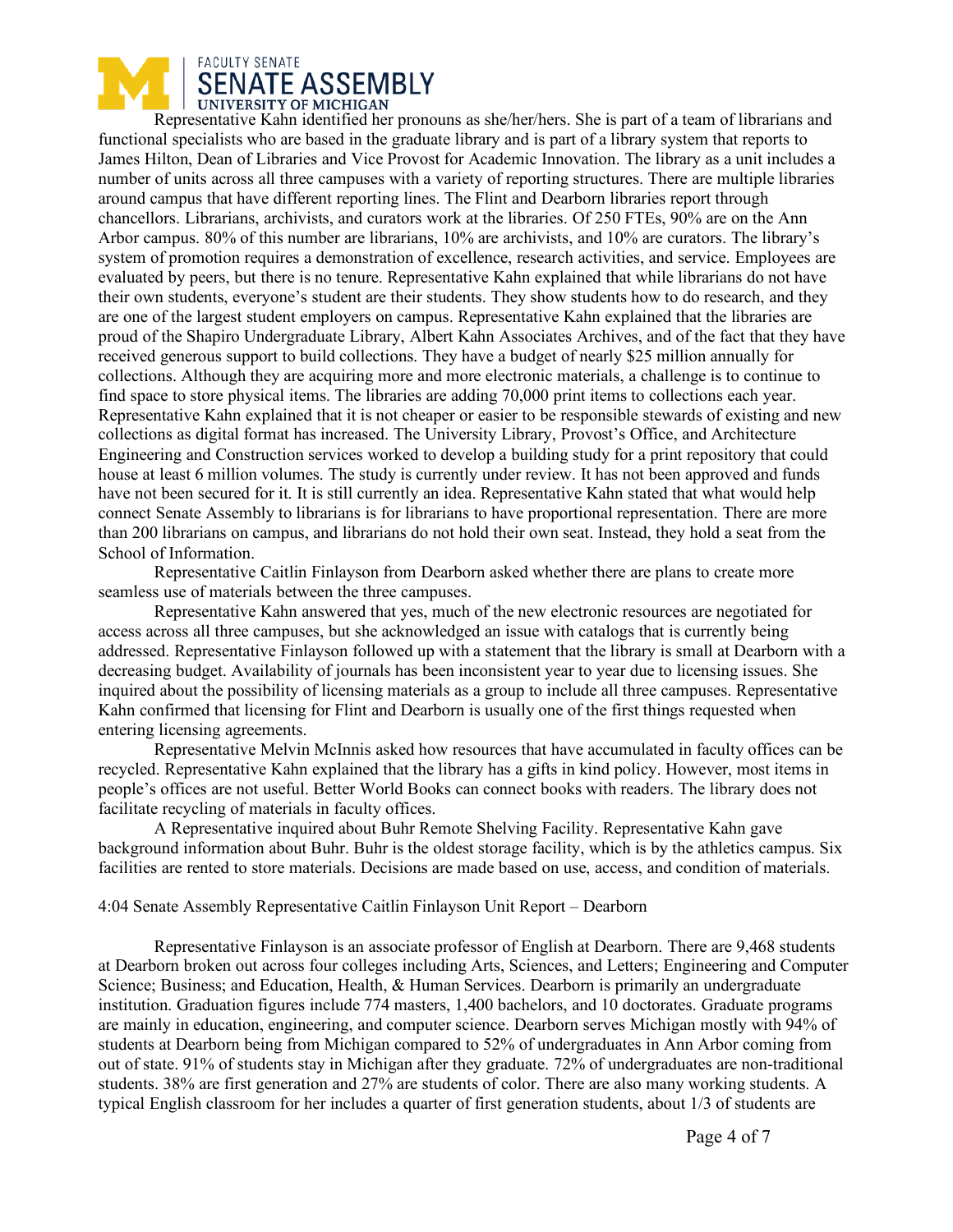Representative Kahn identified her pronouns as she/her/hers. She is part of a team of librarians and functional specialists who are based in the graduate library and is part of a library system that reports to James Hilton, Dean of Libraries and Vice Provost for Academic Innovation. The library as a unit includes a number of units across all three campuses with a variety of reporting structures. There are multiple libraries around campus that have different reporting lines. The Flint and Dearborn libraries report through chancellors. Librarians, archivists, and curators work at the libraries. Of 250 FTEs, 90% are on the Ann Arbor campus. 80% of this number are librarians, 10% are archivists, and 10% are curators. The library's system of promotion requires a demonstration of excellence, research activities, and service. Employees are evaluated by peers, but there is no tenure. Representative Kahn explained that while librarians do not have their own students, everyone's student are their students. They show students how to do research, and they are one of the largest student employers on campus. Representative Kahn explained that the libraries are proud of the Shapiro Undergraduate Library, Albert Kahn Associates Archives, and of the fact that they have received generous support to build collections. They have a budget of nearly $25 million annually for collections. Although they are acquiring more and more electronic materials, a challenge is to continue to find space to store physical items. The libraries are adding 70,000 print items to collections each year. Representative Kahn explained that it is not cheaper or easier to be responsible stewards of existing and new collections as digital format has increased. The University Library, Provost's Office, and Architecture Engineering and Construction services worked to develop a building study for a print repository that could house at least 6 million volumes. The study is currently under review. It has not been approved and funds have not been secured for it. It is still currently an idea. Representative Kahn stated that what would help connect Senate Assembly to librarians is for librarians to have proportional representation. There are more than 200 librarians on campus, and librarians do not hold their own seat. Instead, they hold a seat from the School of Information.

Representative Caitlin Finlayson from Dearborn asked whether there are plans to create more seamless use of materials between the three campuses.

Representative Kahn answered that yes, much of the new electronic resources are negotiated for access across all three campuses, but she acknowledged an issue with catalogs that is currently being addressed. Representative Finlayson followed up with a statement that the library is small at Dearborn with a decreasing budget. Availability of journals has been inconsistent year to year due to licensing issues. She inquired about the possibility of licensing materials as a group to include all three campuses. Representative Kahn confirmed that licensing for Flint and Dearborn is usually one of the first things requested when entering licensing agreements.

Representative Melvin McInnis asked how resources that have accumulated in faculty offices can be recycled. Representative Kahn explained that the library has a gifts in kind policy. However, most items in people's offices are not useful. Better World Books can connect books with readers. The library does not facilitate recycling of materials in faculty offices.

A Representative inquired about Buhr Remote Shelving Facility. Representative Kahn gave background information about Buhr. Buhr is the oldest storage facility, which is by the athletics campus. Six facilities are rented to store materials. Decisions are made based on use, access, and condition of materials.

4:04 Senate Assembly Representative Caitlin Finlayson Unit Report – Dearborn

Representative Finlayson is an associate professor of English at Dearborn. There are 9,468 students at Dearborn broken out across four colleges including Arts, Sciences, and Letters; Engineering and Computer Science; Business; and Education, Health, & Human Services. Dearborn is primarily an undergraduate institution. Graduation figures include 774 masters, 1,400 bachelors, and 10 doctorates. Graduate programs are mainly in education, engineering, and computer science. Dearborn serves Michigan mostly with 94% of students at Dearborn being from Michigan compared to 52% of undergraduates in Ann Arbor coming from out of state. 91% of students stay in Michigan after they graduate. 72% of undergraduates are non-traditional students. 38% are first generation and 27% are students of color. There are also many working students. A typical English classroom for her includes a quarter of first generation students, about 1/3 of students are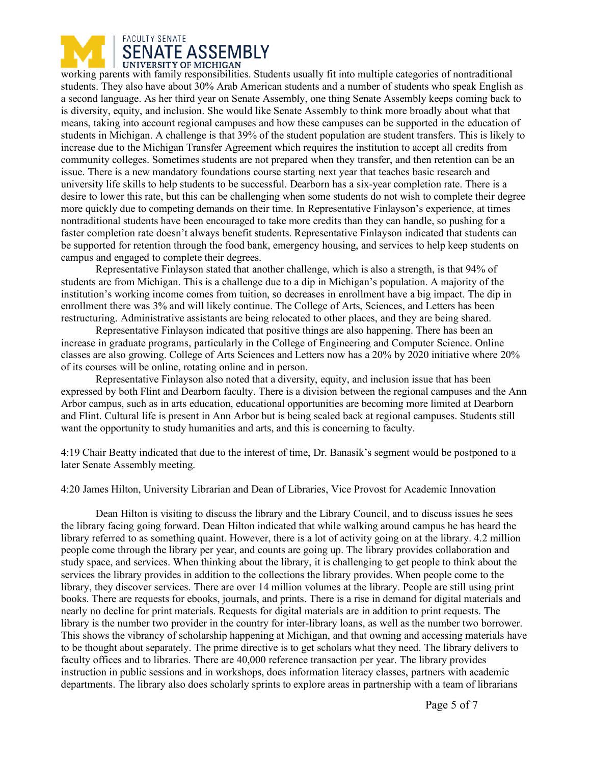working parents with family responsibilities. Students usually fit into multiple categories of nontraditional students. They also have about 30% Arab American students and a number of students who speak English as a second language. As her third year on Senate Assembly, one thing Senate Assembly keeps coming back to is diversity, equity, and inclusion. She would like Senate Assembly to think more broadly about what that means, taking into account regional campuses and how these campuses can be supported in the education of students in Michigan. A challenge is that 39% of the student population are student transfers. This is likely to increase due to the Michigan Transfer Agreement which requires the institution to accept all credits from community colleges. Sometimes students are not prepared when they transfer, and then retention can be an issue. There is a new mandatory foundations course starting next year that teaches basic research and university life skills to help students to be successful. Dearborn has a six-year completion rate. There is a desire to lower this rate, but this can be challenging when some students do not wish to complete their degree more quickly due to competing demands on their time. In Representative Finlayson's experience, at times nontraditional students have been encouraged to take more credits than they can handle, so pushing for a faster completion rate doesn't always benefit students. Representative Finlayson indicated that students can be supported for retention through the food bank, emergency housing, and services to help keep students on campus and engaged to complete their degrees.

Representative Finlayson stated that another challenge, which is also a strength, is that 94% of students are from Michigan. This is a challenge due to a dip in Michigan's population. A majority of the institution's working income comes from tuition, so decreases in enrollment have a big impact. The dip in enrollment there was 3% and will likely continue. The College of Arts, Sciences, and Letters has been restructuring. Administrative assistants are being relocated to other places, and they are being shared.

Representative Finlayson indicated that positive things are also happening. There has been an increase in graduate programs, particularly in the College of Engineering and Computer Science. Online classes are also growing. College of Arts Sciences and Letters now has a 20% by 2020 initiative where 20% of its courses will be online, rotating online and in person.

Representative Finlayson also noted that a diversity, equity, and inclusion issue that has been expressed by both Flint and Dearborn faculty. There is a division between the regional campuses and the Ann Arbor campus, such as in arts education, educational opportunities are becoming more limited at Dearborn and Flint. Cultural life is present in Ann Arbor but is being scaled back at regional campuses. Students still want the opportunity to study humanities and arts, and this is concerning to faculty.

4:19 Chair Beatty indicated that due to the interest of time, Dr. Banasik's segment would be postponed to a later Senate Assembly meeting.

4:20 James Hilton, University Librarian and Dean of Libraries, Vice Provost for Academic Innovation

Dean Hilton is visiting to discuss the library and the Library Council, and to discuss issues he sees the library facing going forward. Dean Hilton indicated that while walking around campus he has heard the library referred to as something quaint. However, there is a lot of activity going on at the library. 4.2 million people come through the library per year, and counts are going up. The library provides collaboration and study space, and services. When thinking about the library, it is challenging to get people to think about the services the library provides in addition to the collections the library provides. When people come to the library, they discover services. There are over 14 million volumes at the library. People are still using print books. There are requests for ebooks, journals, and prints. There is a rise in demand for digital materials and nearly no decline for print materials. Requests for digital materials are in addition to print requests. The library is the number two provider in the country for inter-library loans, as well as the number two borrower. This shows the vibrancy of scholarship happening at Michigan, and that owning and accessing materials have to be thought about separately. The prime directive is to get scholars what they need. The library delivers to faculty offices and to libraries. There are 40,000 reference transaction per year. The library provides instruction in public sessions and in workshops, does information literacy classes, partners with academic departments. The library also does scholarly sprints to explore areas in partnership with a team of librarians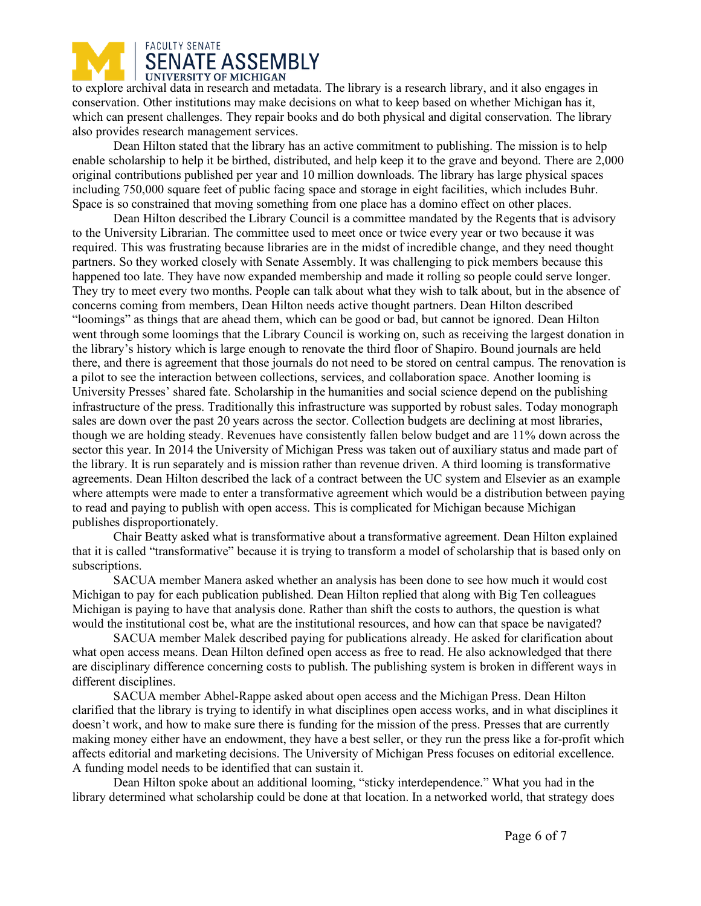to explore archival data in research and metadata. The library is a research library, and it also engages in conservation. Other institutions may make decisions on what to keep based on whether Michigan has it, which can present challenges. They repair books and do both physical and digital conservation. The library also provides research management services.

Dean Hilton stated that the library has an active commitment to publishing. The mission is to help enable scholarship to help it be birthed, distributed, and help keep it to the grave and beyond. There are 2,000 original contributions published per year and 10 million downloads. The library has large physical spaces including 750,000 square feet of public facing space and storage in eight facilities, which includes Buhr. Space is so constrained that moving something from one place has a domino effect on other places.

Dean Hilton described the Library Council is a committee mandated by the Regents that is advisory to the University Librarian. The committee used to meet once or twice every year or two because it was required. This was frustrating because libraries are in the midst of incredible change, and they need thought partners. So they worked closely with Senate Assembly. It was challenging to pick members because this happened too late. They have now expanded membership and made it rolling so people could serve longer. They try to meet every two months. People can talk about what they wish to talk about, but in the absence of concerns coming from members, Dean Hilton needs active thought partners. Dean Hilton described "loomings" as things that are ahead them, which can be good or bad, but cannot be ignored. Dean Hilton went through some loomings that the Library Council is working on, such as receiving the largest donation in the library's history which is large enough to renovate the third floor of Shapiro. Bound journals are held there, and there is agreement that those journals do not need to be stored on central campus. The renovation is a pilot to see the interaction between collections, services, and collaboration space. Another looming is University Presses' shared fate. Scholarship in the humanities and social science depend on the publishing infrastructure of the press. Traditionally this infrastructure was supported by robust sales. Today monograph sales are down over the past 20 years across the sector. Collection budgets are declining at most libraries, though we are holding steady. Revenues have consistently fallen below budget and are 11% down across the sector this year. In 2014 the University of Michigan Press was taken out of auxiliary status and made part of the library. It is run separately and is mission rather than revenue driven. A third looming is transformative agreements. Dean Hilton described the lack of a contract between the UC system and Elsevier as an example where attempts were made to enter a transformative agreement which would be a distribution between paying to read and paying to publish with open access. This is complicated for Michigan because Michigan publishes disproportionately.

Chair Beatty asked what is transformative about a transformative agreement. Dean Hilton explained that it is called "transformative" because it is trying to transform a model of scholarship that is based only on subscriptions.

SACUA member Manera asked whether an analysis has been done to see how much it would cost Michigan to pay for each publication published. Dean Hilton replied that along with Big Ten colleagues Michigan is paying to have that analysis done. Rather than shift the costs to authors, the question is what would the institutional cost be, what are the institutional resources, and how can that space be navigated?

SACUA member Malek described paying for publications already. He asked for clarification about what open access means. Dean Hilton defined open access as free to read. He also acknowledged that there are disciplinary difference concerning costs to publish. The publishing system is broken in different ways in different disciplines.

SACUA member Abhel-Rappe asked about open access and the Michigan Press. Dean Hilton clarified that the library is trying to identify in what disciplines open access works, and in what disciplines it doesn't work, and how to make sure there is funding for the mission of the press. Presses that are currently making money either have an endowment, they have a best seller, or they run the press like a for-profit which affects editorial and marketing decisions. The University of Michigan Press focuses on editorial excellence. A funding model needs to be identified that can sustain it.

Dean Hilton spoke about an additional looming, "sticky interdependence." What you had in the library determined what scholarship could be done at that location. In a networked world, that strategy does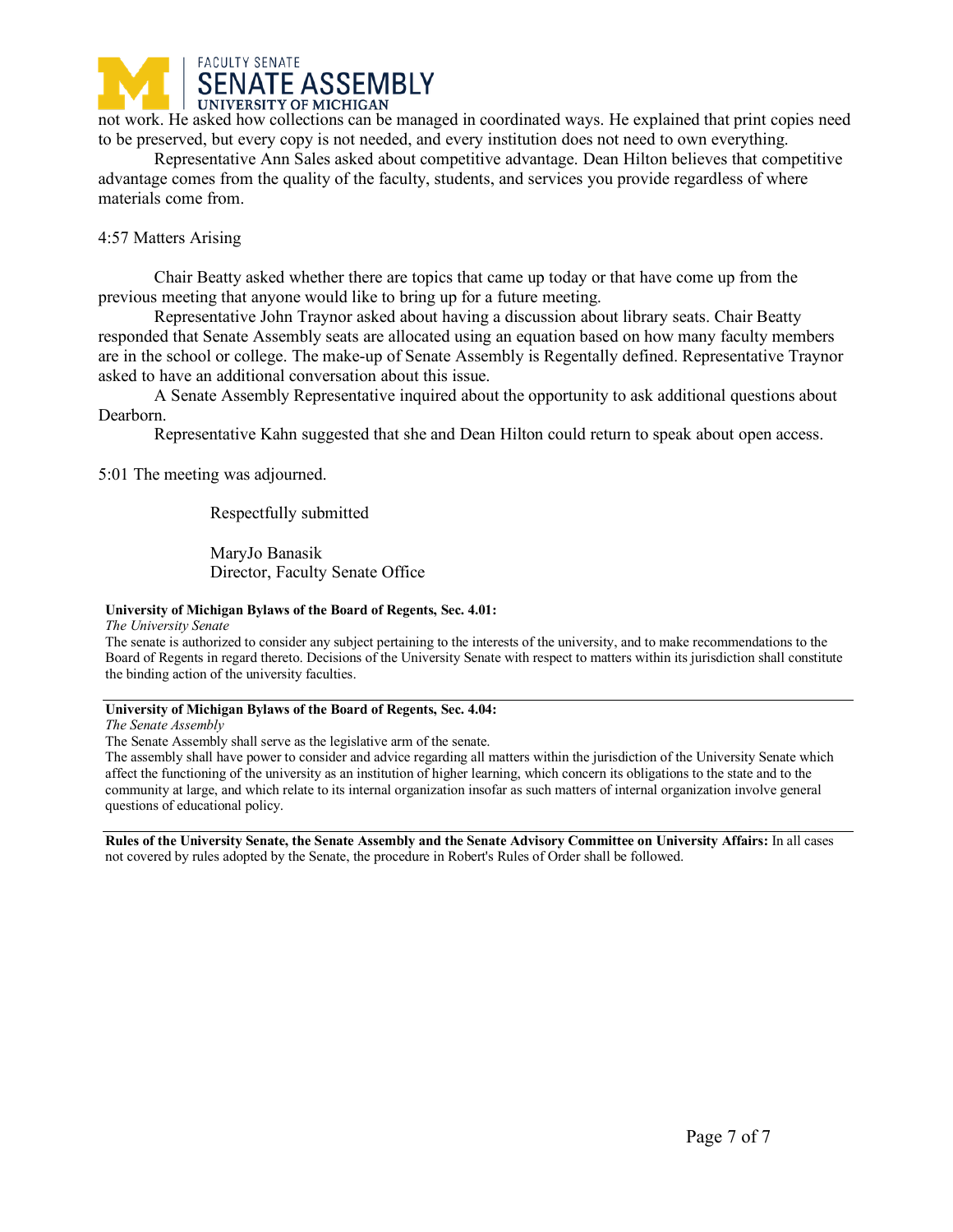not work. He asked how collections can be managed in coordinated ways. He explained that print copies need to be preserved, but every copy is not needed, and every institution does not need to own everything.

Representative Ann Sales asked about competitive advantage. Dean Hilton believes that competitive advantage comes from the quality of the faculty, students, and services you provide regardless of where materials come from.

4:57 Matters Arising

Chair Beatty asked whether there are topics that came up today or that have come up from the previous meeting that anyone would like to bring up for a future meeting.

Representative John Traynor asked about having a discussion about library seats. Chair Beatty responded that Senate Assembly seats are allocated using an equation based on how many faculty members are in the school or college. The make-up of Senate Assembly is Regentally defined. Representative Traynor asked to have an additional conversation about this issue.

A Senate Assembly Representative inquired about the opportunity to ask additional questions about Dearborn.

Representative Kahn suggested that she and Dean Hilton could return to speak about open access.

5:01 The meeting was adjourned.

Respectfully submitted

MaryJo Banasik
Director, Faculty Senate Office

**University of Michigan Bylaws of the Board of Regents, Sec. 4.01:**
*The University Senate*
The senate is authorized to consider any subject pertaining to the interests of the university, and to make recommendations to the Board of Regents in regard thereto. Decisions of the University Senate with respect to matters within its jurisdiction shall constitute the binding action of the university faculties.

---

**University of Michigan Bylaws of the Board of Regents, Sec. 4.04:**
*The Senate Assembly*
The Senate Assembly shall serve as the legislative arm of the senate.
The assembly shall have power to consider and advice regarding all matters within the jurisdiction of the University Senate which affect the functioning of the university as an institution of higher learning, which concern its obligations to the state and to the community at large, and which relate to its internal organization insofar as such matters of internal organization involve general questions of educational policy.

---

**Rules of the University Senate, the Senate Assembly and the Senate Advisory Committee on University Affairs:** In all cases not covered by rules adopted by the Senate, the procedure in Robert's Rules of Order shall be followed.